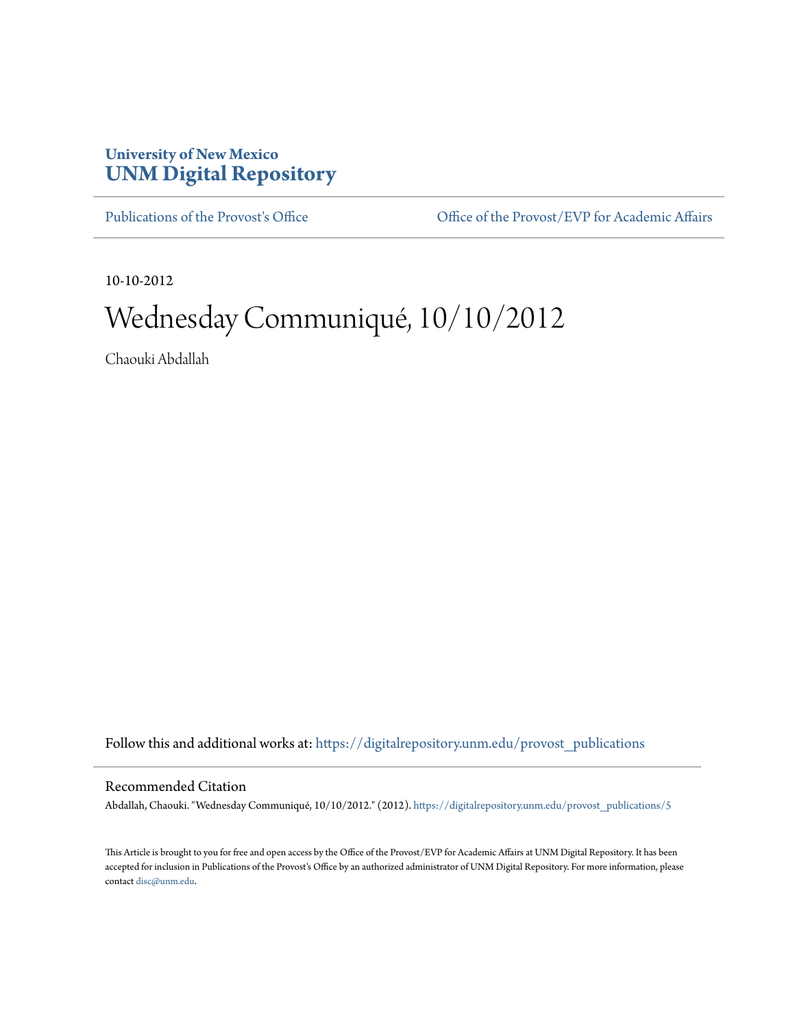University of New Mexico
**UNM Digital Repository**

Publications of the Provost's Office | Office of the Provost/EVP for Academic Affairs

10-10-2012

# Wednesday Communiqué, 10/10/2012

Chaouki Abdallah

Follow this and additional works at: https://digitalrepository.unm.edu/provost_publications

## Recommended Citation

Abdallah, Chaouki. "Wednesday Communiqué, 10/10/2012." (2012). https://digitalrepository.unm.edu/provost_publications/5

This Article is brought to you for free and open access by the Office of the Provost/EVP for Academic Affairs at UNM Digital Repository. It has been accepted for inclusion in Publications of the Provost's Office by an authorized administrator of UNM Digital Repository. For more information, please contact disc@unm.edu.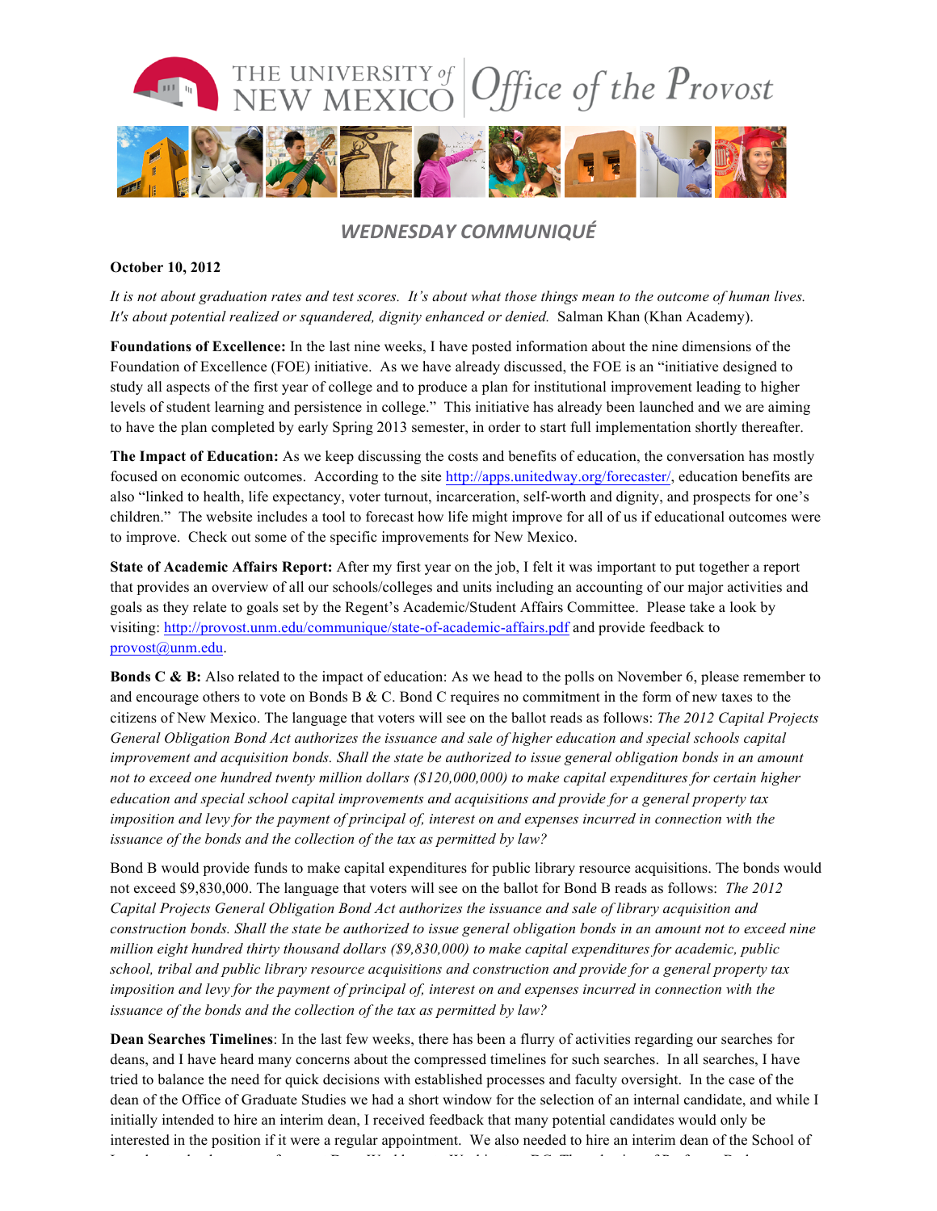# WEDNESDAY COMMUNIQUÉ

**October 10, 2012**

*It is not about graduation rates and test scores. It's about what those things mean to the outcome of human lives. It's about potential realized or squandered, dignity enhanced or denied.* Salman Khan (Khan Academy).

**Foundations of Excellence:** In the last nine weeks, I have posted information about the nine dimensions of the Foundation of Excellence (FOE) initiative. As we have already discussed, the FOE is an "initiative designed to study all aspects of the first year of college and to produce a plan for institutional improvement leading to higher levels of student learning and persistence in college." This initiative has already been launched and we are aiming to have the plan completed by early Spring 2013 semester, in order to start full implementation shortly thereafter.

**The Impact of Education:** As we keep discussing the costs and benefits of education, the conversation has mostly focused on economic outcomes. According to the site http://apps.unitedway.org/forecaster/, education benefits are also "linked to health, life expectancy, voter turnout, incarceration, self-worth and dignity, and prospects for one's children." The website includes a tool to forecast how life might improve for all of us if educational outcomes were to improve. Check out some of the specific improvements for New Mexico.

**State of Academic Affairs Report:** After my first year on the job, I felt it was important to put together a report that provides an overview of all our schools/colleges and units including an accounting of our major activities and goals as they relate to goals set by the Regent's Academic/Student Affairs Committee. Please take a look by visiting: http://provost.unm.edu/communique/state-of-academic-affairs.pdf and provide feedback to provost@unm.edu.

**Bonds C & B:** Also related to the impact of education: As we head to the polls on November 6, please remember to and encourage others to vote on Bonds B & C. Bond C requires no commitment in the form of new taxes to the citizens of New Mexico. The language that voters will see on the ballot reads as follows: *The 2012 Capital Projects General Obligation Bond Act authorizes the issuance and sale of higher education and special schools capital improvement and acquisition bonds. Shall the state be authorized to issue general obligation bonds in an amount not to exceed one hundred twenty million dollars ($120,000,000) to make capital expenditures for certain higher education and special school capital improvements and acquisitions and provide for a general property tax imposition and levy for the payment of principal of, interest on and expenses incurred in connection with the issuance of the bonds and the collection of the tax as permitted by law?*

Bond B would provide funds to make capital expenditures for public library resource acquisitions. The bonds would not exceed $9,830,000. The language that voters will see on the ballot for Bond B reads as follows: *The 2012 Capital Projects General Obligation Bond Act authorizes the issuance and sale of library acquisition and construction bonds. Shall the state be authorized to issue general obligation bonds in an amount not to exceed nine million eight hundred thirty thousand dollars ($9,830,000) to make capital expenditures for academic, public school, tribal and public library resource acquisitions and construction and provide for a general property tax imposition and levy for the payment of principal of, interest on and expenses incurred in connection with the issuance of the bonds and the collection of the tax as permitted by law?*

**Dean Searches Timelines**: In the last few weeks, there has been a flurry of activities regarding our searches for deans, and I have heard many concerns about the compressed timelines for such searches. In all searches, I have tried to balance the need for quick decisions with established processes and faculty oversight. In the case of the dean of the Office of Graduate Studies we had a short window for the selection of an internal candidate, and while I initially intended to hire an interim dean, I received feedback that many potential candidates would only be interested in the position if it were a regular appointment. We also needed to hire an interim dean of the School of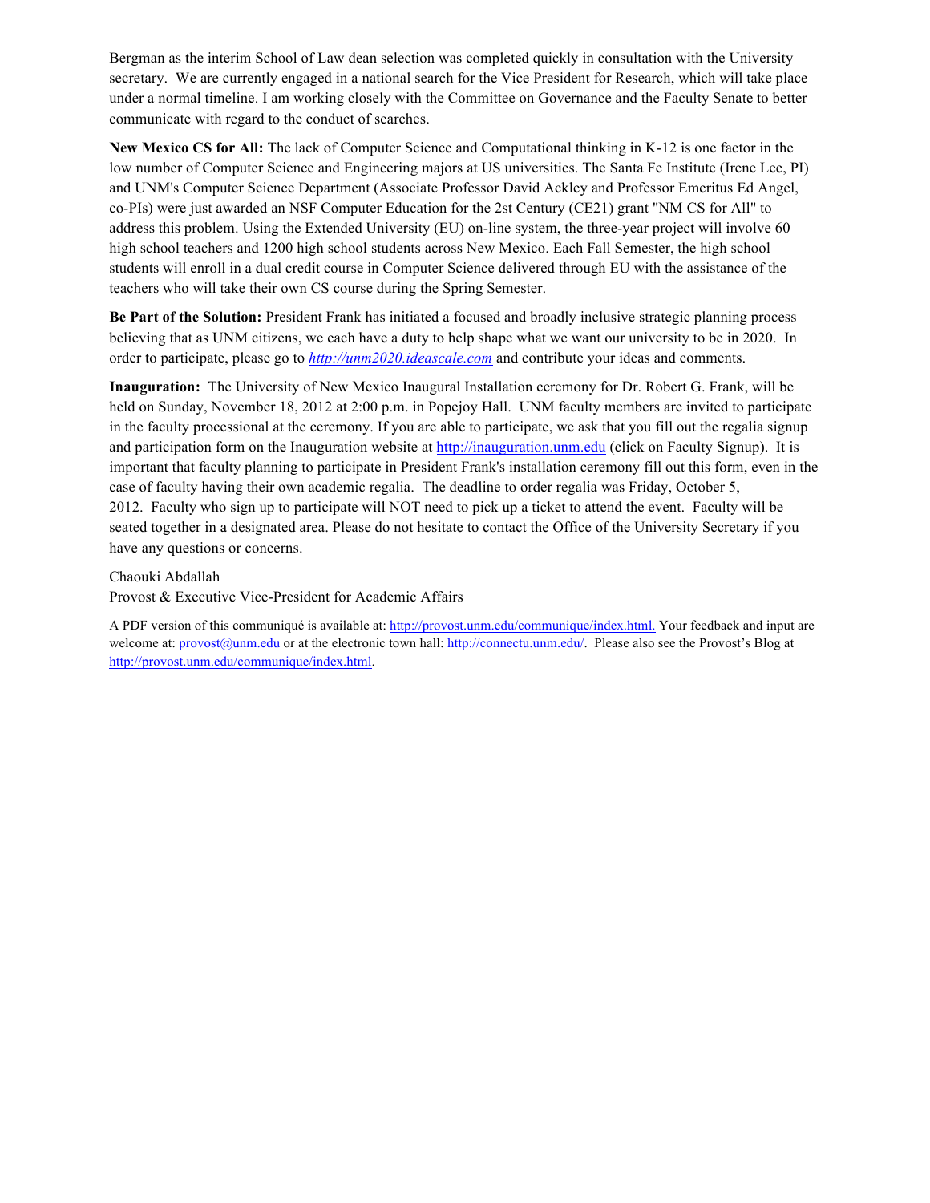Bergman as the interim School of Law dean selection was completed quickly in consultation with the University secretary. We are currently engaged in a national search for the Vice President for Research, which will take place under a normal timeline. I am working closely with the Committee on Governance and the Faculty Senate to better communicate with regard to the conduct of searches.

**New Mexico CS for All:** The lack of Computer Science and Computational thinking in K-12 is one factor in the low number of Computer Science and Engineering majors at US universities. The Santa Fe Institute (Irene Lee, PI) and UNM's Computer Science Department (Associate Professor David Ackley and Professor Emeritus Ed Angel, co-PIs) were just awarded an NSF Computer Education for the 2st Century (CE21) grant "NM CS for All" to address this problem. Using the Extended University (EU) on-line system, the three-year project will involve 60 high school teachers and 1200 high school students across New Mexico. Each Fall Semester, the high school students will enroll in a dual credit course in Computer Science delivered through EU with the assistance of the teachers who will take their own CS course during the Spring Semester.

**Be Part of the Solution:** President Frank has initiated a focused and broadly inclusive strategic planning process believing that as UNM citizens, we each have a duty to help shape what we want our university to be in 2020. In order to participate, please go to *http://unm2020.ideascale.com* and contribute your ideas and comments.

**Inauguration:** The University of New Mexico Inaugural Installation ceremony for Dr. Robert G. Frank, will be held on Sunday, November 18, 2012 at 2:00 p.m. in Popejoy Hall. UNM faculty members are invited to participate in the faculty processional at the ceremony. If you are able to participate, we ask that you fill out the regalia signup and participation form on the Inauguration website at http://inauguration.unm.edu (click on Faculty Signup). It is important that faculty planning to participate in President Frank's installation ceremony fill out this form, even in the case of faculty having their own academic regalia. The deadline to order regalia was Friday, October 5, 2012. Faculty who sign up to participate will NOT need to pick up a ticket to attend the event. Faculty will be seated together in a designated area. Please do not hesitate to contact the Office of the University Secretary if you have any questions or concerns.

Chaouki Abdallah
Provost & Executive Vice-President for Academic Affairs

A PDF version of this communiqué is available at: http://provost.unm.edu/communique/index.html. Your feedback and input are welcome at: provost@unm.edu or at the electronic town hall: http://connectu.unm.edu/. Please also see the Provost's Blog at http://provost.unm.edu/communique/index.html.